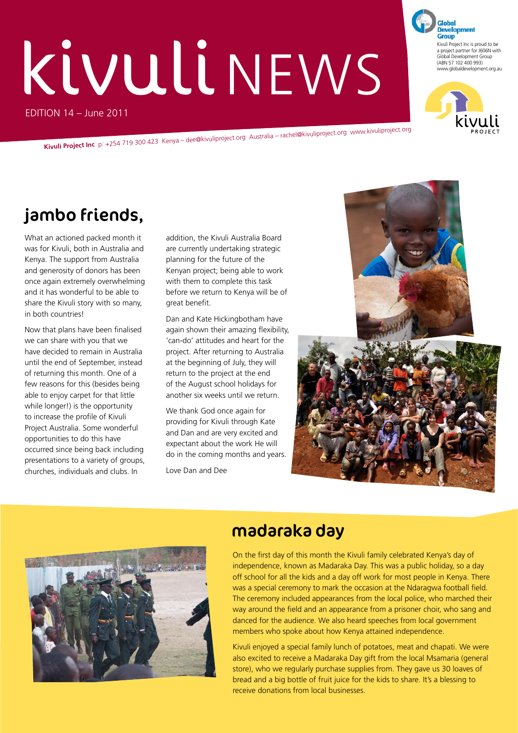# kivuli NEWS

EDITION 14 – June 2011

Kivuli Project Inc is proud to be a project partner for J606N with Global Development Group (ABN 57 102 400 993) www.globaldevelopment.org.au

**Kivuli Project Inc** p: +254 719 300 423 Kenya – dee@kivuliproject.org Australia – rachel@kivuliproject.org www.kivuliproject.org

## jambo friends,

What an actioned packed month it was for Kivuli, both in Australia and Kenya. The support from Australia and generosity of donors has been once again extremely overwhelming and it has wonderful to be able to share the Kivuli story with so many, in both countries!

Now that plans have been finalised we can share with you that we have decided to remain in Australia until the end of September, instead of returning this month. One of a few reasons for this (besides being able to enjoy carpet for that little while longer!) is the opportunity to increase the profile of Kivuli Project Australia. Some wonderful opportunities to do this have occurred since being back including presentations to a variety of groups, churches, individuals and clubs. In addition, the Kivuli Australia Board are currently undertaking strategic planning for the future of the Kenyan project; being able to work with them to complete this task before we return to Kenya will be of great benefit.

Dan and Kate Hickingbotham have again shown their amazing flexibility, 'can-do' attitudes and heart for the project. After returning to Australia at the beginning of July, they will return to the project at the end of the August school holidays for another six weeks until we return.

We thank God once again for providing for Kivuli through Kate and Dan and are very excited and expectant about the work He will do in the coming months and years.

Love Dan and Dee

## madaraka day

On the first day of this month the Kivuli family celebrated Kenya's day of independence, known as Madaraka Day. This was a public holiday, so a day off school for all the kids and a day off work for most people in Kenya. There was a special ceremony to mark the occasion at the Ndaragwa football field. The ceremony included appearances from the local police, who marched their way around the field and an appearance from a prisoner choir, who sang and danced for the audience. We also heard speeches from local government members who spoke about how Kenya attained independence.

Kivuli enjoyed a special family lunch of potatoes, meat and chapati. We were also excited to receive a Madaraka Day gift from the local Msamaria (general store), who we regularly purchase supplies from. They gave us 30 loaves of bread and a big bottle of fruit juice for the kids to share. It's a blessing to receive donations from local businesses.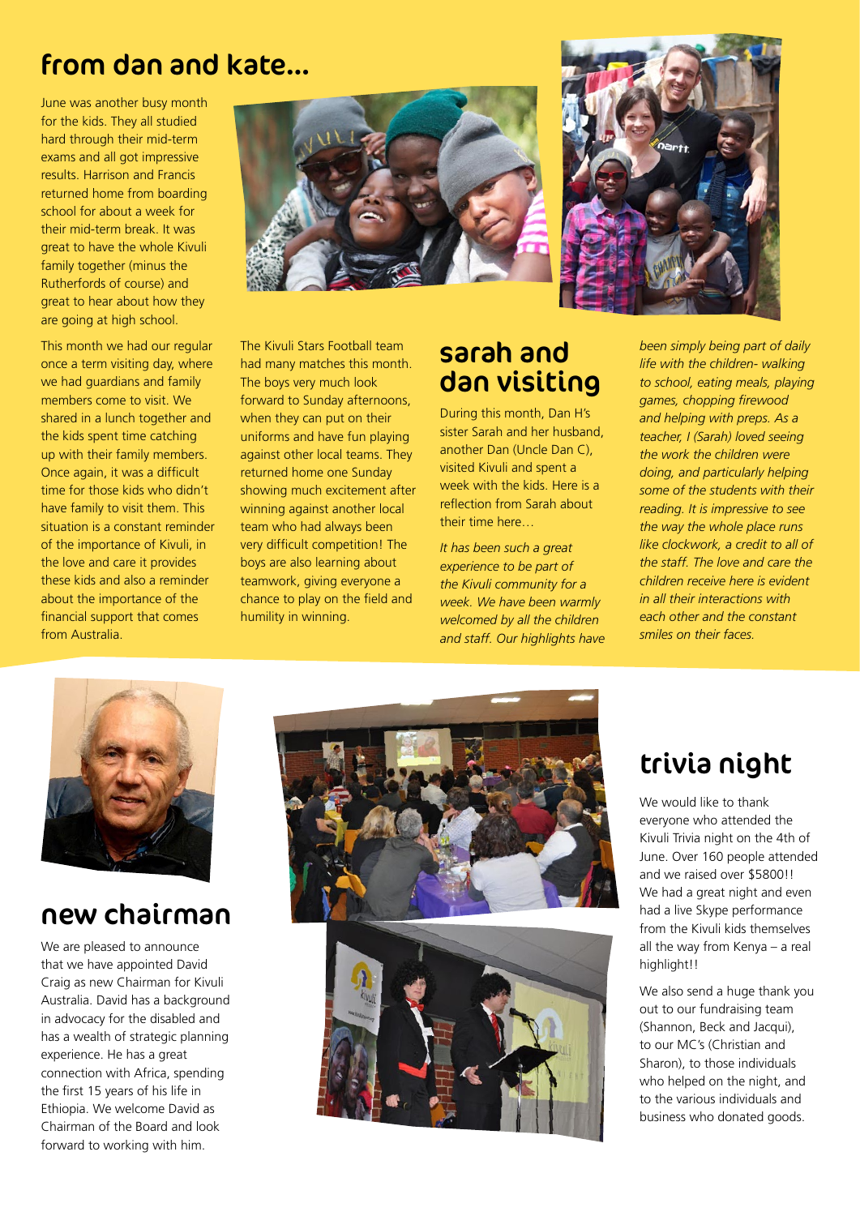## from dan and kate...

June was another busy month for the kids. They all studied hard through their mid-term exams and all got impressive results. Harrison and Francis returned home from boarding school for about a week for their mid-term break. It was great to have the whole Kivuli family together (minus the Rutherfords of course) and great to hear about how they are going at high school.

This month we had our regular once a term visiting day, where we had guardians and family members come to visit. We shared in a lunch together and the kids spent time catching up with their family members. Once again, it was a difficult time for those kids who didn't have family to visit them. This situation is a constant reminder of the importance of Kivuli, in the love and care it provides these kids and also a reminder about the importance of the financial support that comes from Australia.

The Kivuli Stars Football team had many matches this month. The boys very much look forward to Sunday afternoons, when they can put on their uniforms and have fun playing against other local teams. They returned home one Sunday showing much excitement after winning against another local team who had always been very difficult competition! The boys are also learning about teamwork, giving everyone a chance to play on the field and humility in winning.

## sarah and dan visiting

During this month, Dan H's sister Sarah and her husband, another Dan (Uncle Dan C), visited Kivuli and spent a week with the kids. Here is a reflection from Sarah about their time here…

*It has been such a great experience to be part of the Kivuli community for a week. We have been warmly welcomed by all the children and staff. Our highlights have been simply being part of daily life with the children- walking to school, eating meals, playing games, chopping firewood and helping with preps. As a teacher, I (Sarah) loved seeing the work the children were doing, and particularly helping some of the students with their reading. It is impressive to see the way the whole place runs like clockwork, a credit to all of the staff. The love and care the children receive here is evident in all their interactions with each other and the constant smiles on their faces.*

## new chairman

We are pleased to announce that we have appointed David Craig as new Chairman for Kivuli Australia. David has a background in advocacy for the disabled and has a wealth of strategic planning experience. He has a great connection with Africa, spending the first 15 years of his life in Ethiopia. We welcome David as Chairman of the Board and look forward to working with him.

## trivia night

We would like to thank everyone who attended the Kivuli Trivia night on the 4th of June. Over 160 people attended and we raised over $5800!! We had a great night and even had a live Skype performance from the Kivuli kids themselves all the way from Kenya – a real highlight!!

We also send a huge thank you out to our fundraising team (Shannon, Beck and Jacqui), to our MC's (Christian and Sharon), to those individuals who helped on the night, and to the various individuals and business who donated goods.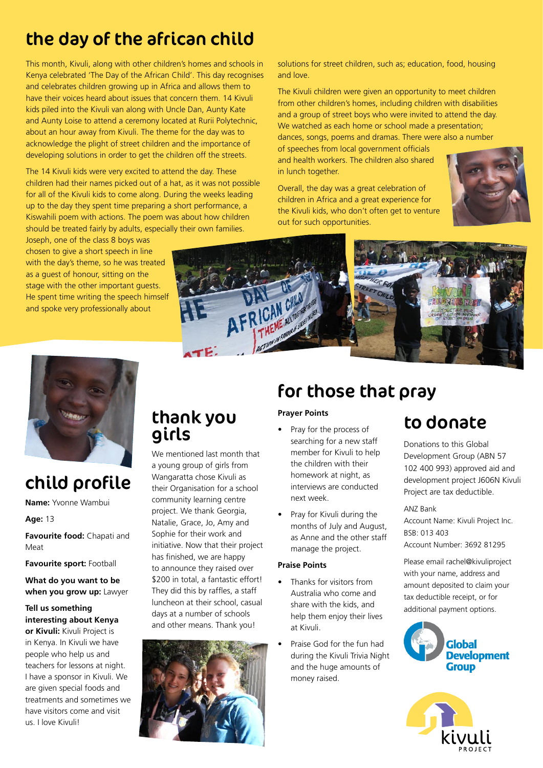# the day of the african child

This month, Kivuli, along with other children's homes and schools in Kenya celebrated 'The Day of the African Child'. This day recognises and celebrates children growing up in Africa and allows them to have their voices heard about issues that concern them. 14 Kivuli kids piled into the Kivuli van along with Uncle Dan, Aunty Kate and Aunty Loise to attend a ceremony located at Rurii Polytechnic, about an hour away from Kivuli. The theme for the day was to acknowledge the plight of street children and the importance of developing solutions in order to get the children off the streets.

The 14 Kivuli kids were very excited to attend the day. These children had their names picked out of a hat, as it was not possible for all of the Kivuli kids to come along. During the weeks leading up to the day they spent time preparing a short performance, a Kiswahili poem with actions. The poem was about how children should be treated fairly by adults, especially their own families. Joseph, one of the class 8 boys was chosen to give a short speech in line with the day's theme, so he was treated as a guest of honour, sitting on the stage with the other important guests. He spent time writing the speech himself and spoke very professionally about solutions for street children, such as; education, food, housing and love.

The Kivuli children were given an opportunity to meet children from other children's homes, including children with disabilities and a group of street boys who were invited to attend the day. We watched as each home or school made a presentation; dances, songs, poems and dramas. There were also a number of speeches from local government officials and health workers. The children also shared in lunch together.

Overall, the day was a great celebration of children in Africa and a great experience for the Kivuli kids, who don't often get to venture out for such opportunities.

## child profile

**Name:** Yvonne Wambui

**Age:** 13

**Favourite food:** Chapati and Meat

**Favourite sport:** Football

**What do you want to be when you grow up:** Lawyer

**Tell us something interesting about Kenya or Kivuli:** Kivuli Project is in Kenya. In Kivuli we have people who help us and teachers for lessons at night. I have a sponsor in Kivuli. We are given special foods and treatments and sometimes we have visitors come and visit us. I love Kivuli!

## thank you girls

We mentioned last month that a young group of girls from Wangaratta chose Kivuli as their Organisation for a school community learning centre project. We thank Georgia, Natalie, Grace, Jo, Amy and Sophie for their work and initiative. Now that their project has finished, we are happy to announce they raised over $200 in total, a fantastic effort! They did this by raffles, a staff luncheon at their school, casual days at a number of schools and other means. Thank you!

## for those that pray

**Prayer Points**

- Pray for the process of searching for a new staff member for Kivuli to help the children with their homework at night, as interviews are conducted next week.
- Pray for Kivuli during the months of July and August, as Anne and the other staff manage the project.

**Praise Points**

- Thanks for visitors from Australia who come and share with the kids, and help them enjoy their lives at Kivuli.
- Praise God for the fun had during the Kivuli Trivia Night and the huge amounts of money raised.

## to donate

Donations to this Global Development Group (ABN 57 102 400 993) approved aid and development project J606N Kivuli Project are tax deductible.

ANZ Bank
Account Name: Kivuli Project Inc.
BSB: 013 403
Account Number: 3692 81295

Please email rachel@kivuliproject with your name, address and amount deposited to claim your tax deductible receipt, or for additional payment options.